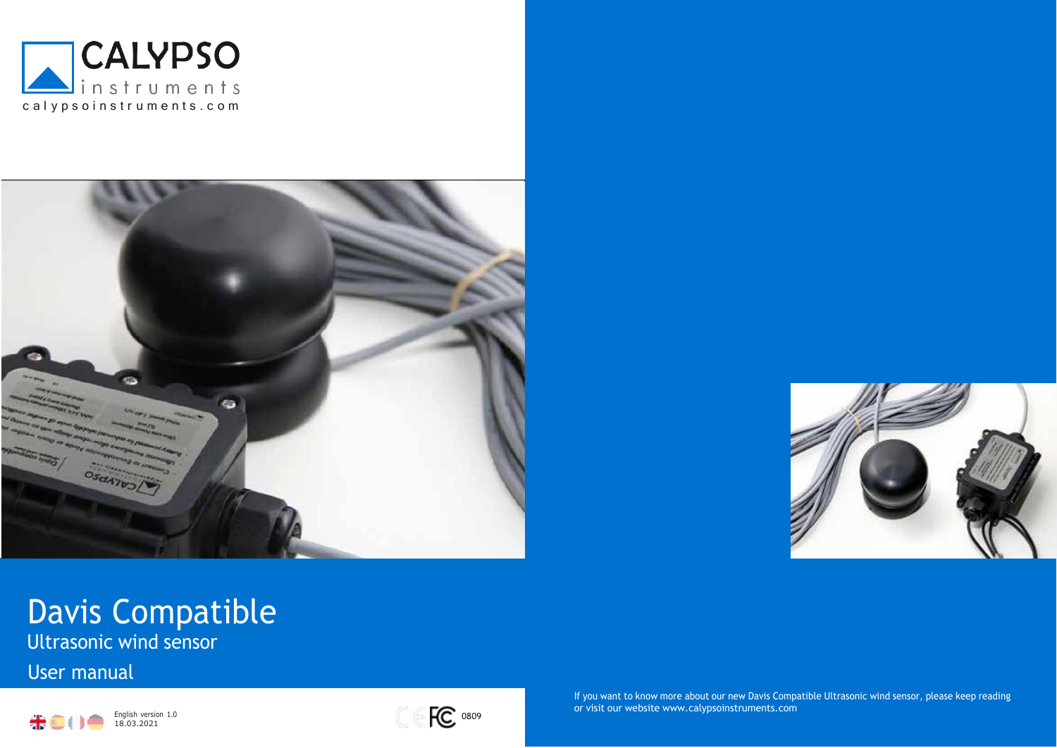CALYPSO instruments

calypsoinstruments.com

# Davis Compatible

## Ultrasonic wind sensor

## User manual

English version 1.0
18.03.2021

0809

If you want to know more about our new Davis Compatible Ultrasonic wind sensor, please keep reading or visit our website www.calypsoinstruments.com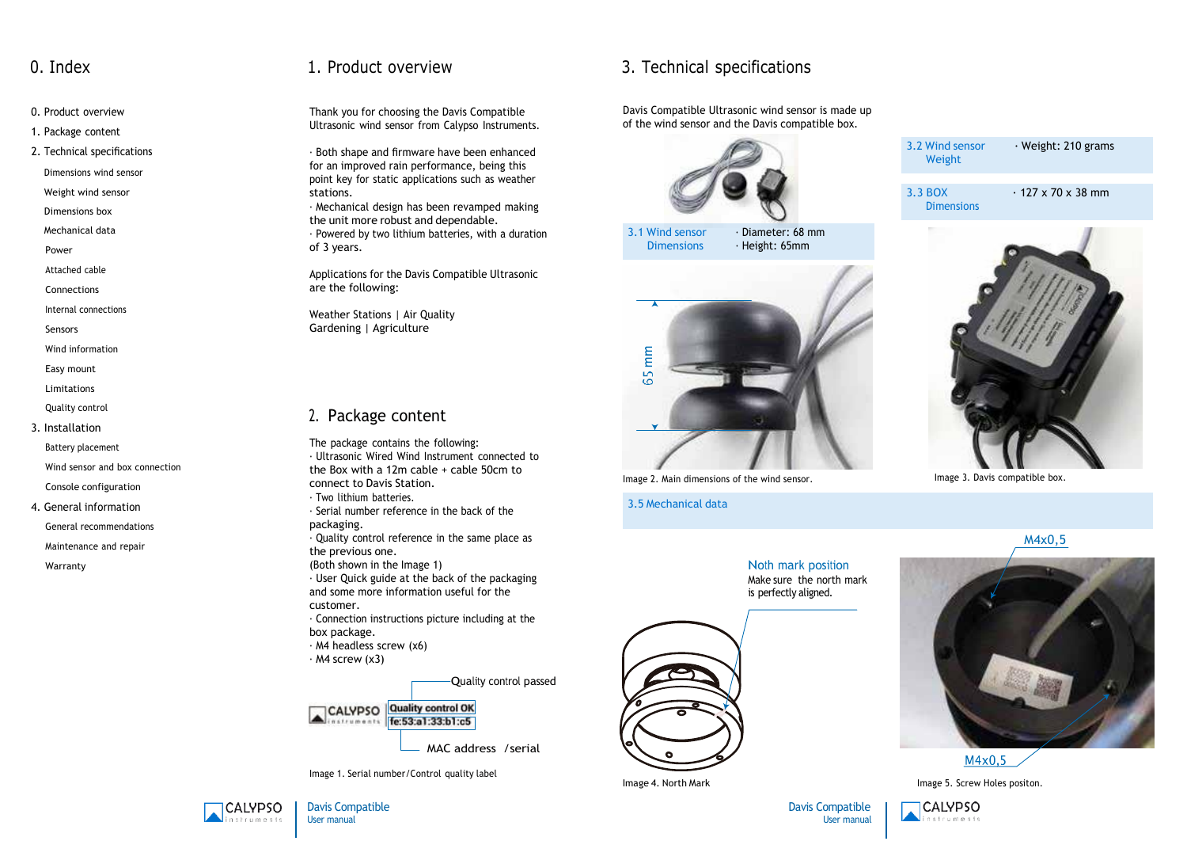# 0. Index

0. Product overview
1. Package content
2. Technical specifications
   - Dimensions wind sensor
   - Weight wind sensor
   - Dimensions box
   - Mechanical data
   - Power
   - Attached cable
   - Connections
   - Internal connections
   - Sensors
   - Wind information
   - Easy mount
   - Limitations
   - Quality control
3. Installation
   - Battery placement
   - Wind sensor and box connection
   - Console configuration
4. General information
   - General recommendations
   - Maintenance and repair
   - Warranty

# 1. Product overview

Thank you for choosing the Davis Compatible Ultrasonic wind sensor from Calypso Instruments.

· Both shape and firmware have been enhanced for an improved rain performance, being this point key for static applications such as weather stations.
· Mechanical design has been revamped making the unit more robust and dependable.
· Powered by two lithium batteries, with a duration of 3 years.

Applications for the Davis Compatible Ultrasonic are the following:

Weather Stations | Air Quality
Gardening | Agriculture

# 2. Package content

The package contains the following:
· Ultrasonic Wired Wind Instrument connected to the Box with a 12m cable + cable 50cm to connect to Davis Station.
· Two lithium batteries.
· Serial number reference in the back of the packaging.
· Quality control reference in the same place as the previous one.
(Both shown in the Image 1)
· User Quick guide at the back of the packaging and some more information useful for the customer.
· Connection instructions picture including at the box package.
· M4 headless screw (x6)
· M4 screw (x3)

Quality control passed

CALYPSO instruments | Quality control OK | fe:53:a1:33:b1:c5

MAC address /serial

Image 1. Serial number/Control quality label

# 3. Technical specifications

Davis Compatible Ultrasonic wind sensor is made up of the wind sensor and the Davis compatible box.

| 3.1 Wind sensor Dimensions | · Diameter: 68 mm · Height: 65mm |
|---|---|

65 mm

Image 2. Main dimensions of the wind sensor.

| 3.2 Wind sensor Weight | · Weight: 210 grams |
|---|---|
| 3.3 BOX Dimensions | · 127 x 70 x 38 mm |

Image 3. Davis compatible box.

## 3.5 Mechanical data

Noth mark position
Make sure the north mark is perfectly aligned.

Image 4. North Mark

M4x0,5

M4x0,5

Image 5. Screw Holes positon.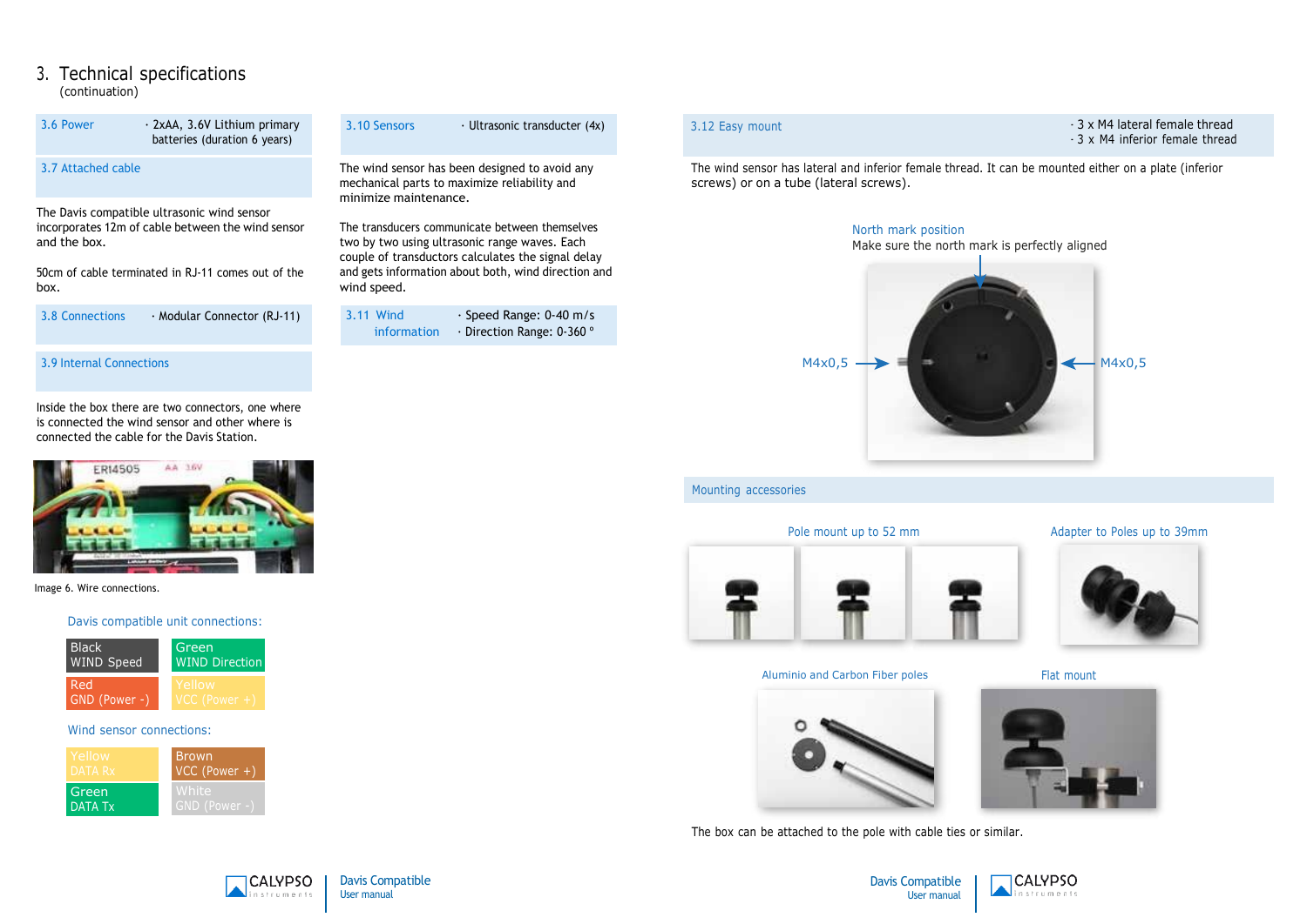# 3. Technical specifications
(continuation)

| 3.6 Power | · 2xAA, 3.6V Lithium primary batteries (duration 6 years) |
|---|---|

### 3.7 Attached cable

The Davis compatible ultrasonic wind sensor incorporates 12m of cable between the wind sensor and the box.

50cm of cable terminated in RJ-11 comes out of the box.

| 3.8 Connections | · Modular Connector (RJ-11) |
|---|---|

### 3.9 Internal Connections

Inside the box there are two connectors, one where is connected the wind sensor and other where is connected the cable for the Davis Station.

Image 6. Wire connections.

**Davis compatible unit connections:**

| | |
|---|---|
| Black WIND Speed | Green WIND Direction |
| Red GND (Power -) | Yellow VCC (Power +) |

**Wind sensor connections:**

| | |
|---|---|
| Yellow DATA Rx | Brown VCC (Power +) |
| Green DATA Tx | White GND (Power -) |

| 3.10 Sensors | · Ultrasonic transducter (4x) |
|---|---|

The wind sensor has been designed to avoid any mechanical parts to maximize reliability and minimize maintenance.

The transducers communicate between themselves two by two using ultrasonic range waves. Each couple of transductors calculates the signal delay and gets information about both, wind direction and wind speed.

| 3.11 Wind information | · Speed Range: 0-40 m/s<br>· Direction Range: 0-360 ° |
|---|---|

| 3.12 Easy mount | · 3 x M4 lateral female thread<br>· 3 x M4 inferior female thread |
|---|---|

The wind sensor has lateral and inferior female thread. It can be mounted either on a plate (inferior screws) or on a tube (lateral screws).

North mark position
Make sure the north mark is perfectly aligned

M4x0,5 M4x0,5

### Mounting accessories

Pole mount up to 52 mm

Adapter to Poles up to 39mm

Aluminio and Carbon Fiber poles

Flat mount

The box can be attached to the pole with cable ties or similar.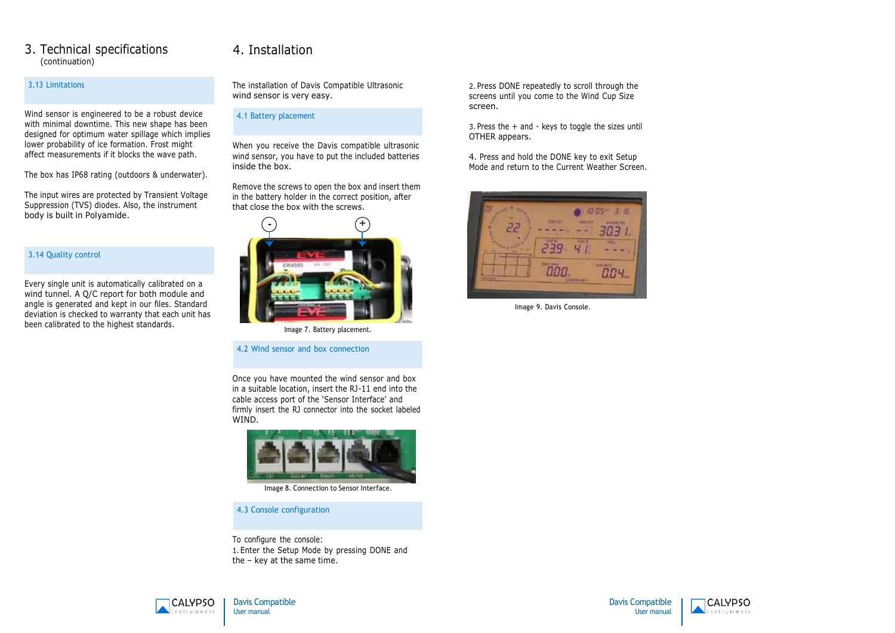# 3. Technical specifications
(continuation)

## 3.13 Limitations

Wind sensor is engineered to be a robust device with minimal downtime. This new shape has been designed for optimum water spillage which implies lower probability of ice formation. Frost might affect measurements if it blocks the wave path.

The box has IP68 rating (outdoors & underwater).

The input wires are protected by Transient Voltage Suppression (TVS) diodes. Also, the instrument body is built in Polyamide.

## 3.14 Quality control

Every single unit is automatically calibrated on a wind tunnel. A Q/C report for both module and angle is generated and kept in our files. Standard deviation is checked to warranty that each unit has been calibrated to the highest standards.

# 4. Installation

The installation of Davis Compatible Ultrasonic wind sensor is very easy.

## 4.1 Battery placement

When you receive the Davis compatible ultrasonic wind sensor, you have to put the included batteries inside the box.

Remove the screws to open the box and insert them in the battery holder in the correct position, after that close the box with the screws.

Image 7. Battery placement.

## 4.2 Wind sensor and box connection

Once you have mounted the wind sensor and box in a suitable location, insert the RJ-11 end into the cable access port of the 'Sensor Interface' and firmly insert the RJ connector into the socket labeled WIND.

Image 8. Connection to Sensor Interface.

## 4.3 Console configuration

To configure the console:

1. Enter the Setup Mode by pressing DONE and the – key at the same time.
2. Press DONE repeatedly to scroll through the screens until you come to the Wind Cup Size screen.
3. Press the + and - keys to toggle the sizes until OTHER appears.
4. Press and hold the DONE key to exit Setup Mode and return to the Current Weather Screen.

Image 9. Davis Console.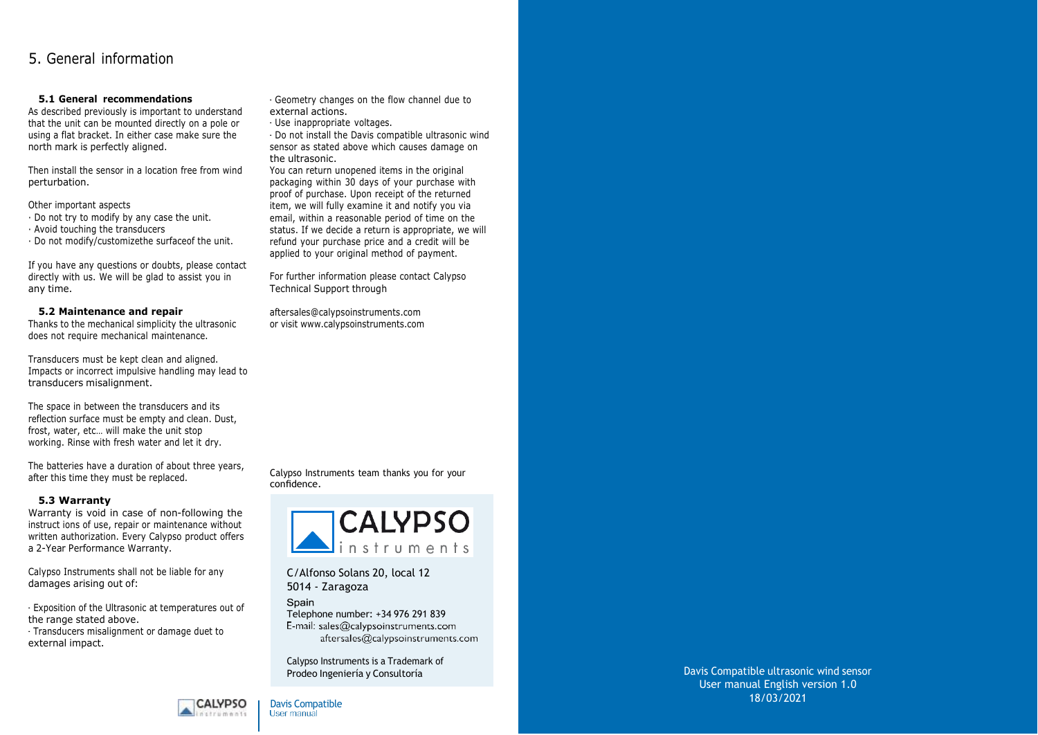# 5. General information

### 5.1 General recommendations

As described previously is important to understand that the unit can be mounted directly on a pole or using a flat bracket. In either case make sure the north mark is perfectly aligned.

Then install the sensor in a location free from wind perturbation.

Other important aspects

· Do not try to modify by any case the unit.
· Avoid touching the transducers
· Do not modify/customizethe surfaceof the unit.

If you have any questions or doubts, please contact directly with us. We will be glad to assist you in any time.

### 5.2 Maintenance and repair

Thanks to the mechanical simplicity the ultrasonic does not require mechanical maintenance.

Transducers must be kept clean and aligned. Impacts or incorrect impulsive handling may lead to transducers misalignment.

The space in between the transducers and its reflection surface must be empty and clean. Dust, frost, water, etc… will make the unit stop working. Rinse with fresh water and let it dry.

The batteries have a duration of about three years, after this time they must be replaced.

### 5.3 Warranty

Warranty is void in case of non-following the instruct ions of use, repair or maintenance without written authorization. Every Calypso product offers a 2-Year Performance Warranty.

Calypso Instruments shall not be liable for any damages arising out of:

· Exposition of the Ultrasonic at temperatures out of the range stated above.
· Transducers misalignment or damage duet to external impact.
· Geometry changes on the flow channel due to external actions.
· Use inappropriate voltages.
· Do not install the Davis compatible ultrasonic wind sensor as stated above which causes damage on the ultrasonic.

You can return unopened items in the original packaging within 30 days of your purchase with proof of purchase. Upon receipt of the returned item, we will fully examine it and notify you via email, within a reasonable period of time on the status. If we decide a return is appropriate, we will refund your purchase price and a credit will be applied to your original method of payment.

For further information please contact Calypso Technical Support through

aftersales@calypsoinstruments.com
or visit www.calypsoinstruments.com

Calypso Instruments team thanks you for your confidence.

CALYPSO instruments

C/Alfonso Solans 20, local 12
5014 - Zaragoza
Spain
Telephone number: +34 976 291 839
E-mail: sales@calypsoinstruments.com
aftersales@calypsoinstruments.com

Calypso Instruments is a Trademark of Prodeo Ingeniería y Consultoría

Davis Compatible ultrasonic wind sensor
User manual English version 1.0
18/03/2021